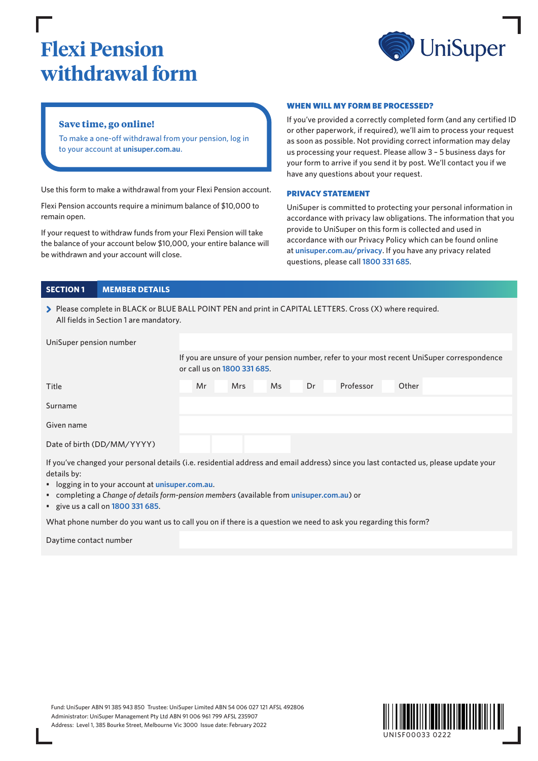# Flexi Pension withdrawal form

UniSuper

**Save time, go online!**

To make a one-off withdrawal from your pension, log in to your account at **unisuper.com.au**.

Use this form to make a withdrawal from your Flexi Pension account.

Flexi Pension accounts require a minimum balance of $10,000 to remain open.

If your request to withdraw funds from your Flexi Pension will take the balance of your account below $10,000, your entire balance will be withdrawn and your account will close.

## WHEN WILL MY FORM BE PROCESSED?

If you've provided a correctly completed form (and any certified ID or other paperwork, if required), we'll aim to process your request as soon as possible. Not providing correct information may delay us processing your request. Please allow 3 – 5 business days for your form to arrive if you send it by post. We'll contact you if we have any questions about your request.

## PRIVACY STATEMENT

UniSuper is committed to protecting your personal information in accordance with privacy law obligations. The information that you provide to UniSuper on this form is collected and used in accordance with our Privacy Policy which can be found online at **unisuper.com.au/privacy**. If you have any privacy related questions, please call **1800 331 685**.

## SECTION 1 MEMBER DETAILS

> Please complete in BLACK or BLUE BALL POINT PEN and print in CAPITAL LETTERS. Cross (X) where required. All fields in Section 1 are mandatory.

UniSuper pension number ______________________

If you are unsure of your pension number, refer to your most recent UniSuper correspondence or call us on **1800 331 685**.

Title ☐ Mr ☐ Mrs ☐ Ms ☐ Dr ☐ Professor ☐ Other ______

Surname ______________________

Given name ______________________

Date of birth (DD/MM/YYYY) ____ / ____ / ______

If you've changed your personal details (i.e. residential address and email address) since you last contacted us, please update your details by:

- logging in to your account at **unisuper.com.au**.
- completing a *Change of details form-pension members* (available from **unisuper.com.au**) or
- give us a call on **1800 331 685**.

What phone number do you want us to call you on if there is a question we need to ask you regarding this form?

Daytime contact number ______________________

Fund: UniSuper ABN 91 385 943 850 Trustee: UniSuper Limited ABN 54 006 027 121 AFSL 492806
Administrator: UniSuper Management Pty Ltd ABN 91 006 961 799 AFSL 235907
Address: Level 1, 385 Bourke Street, Melbourne Vic 3000 Issue date: February 2022

UNISF00033 0222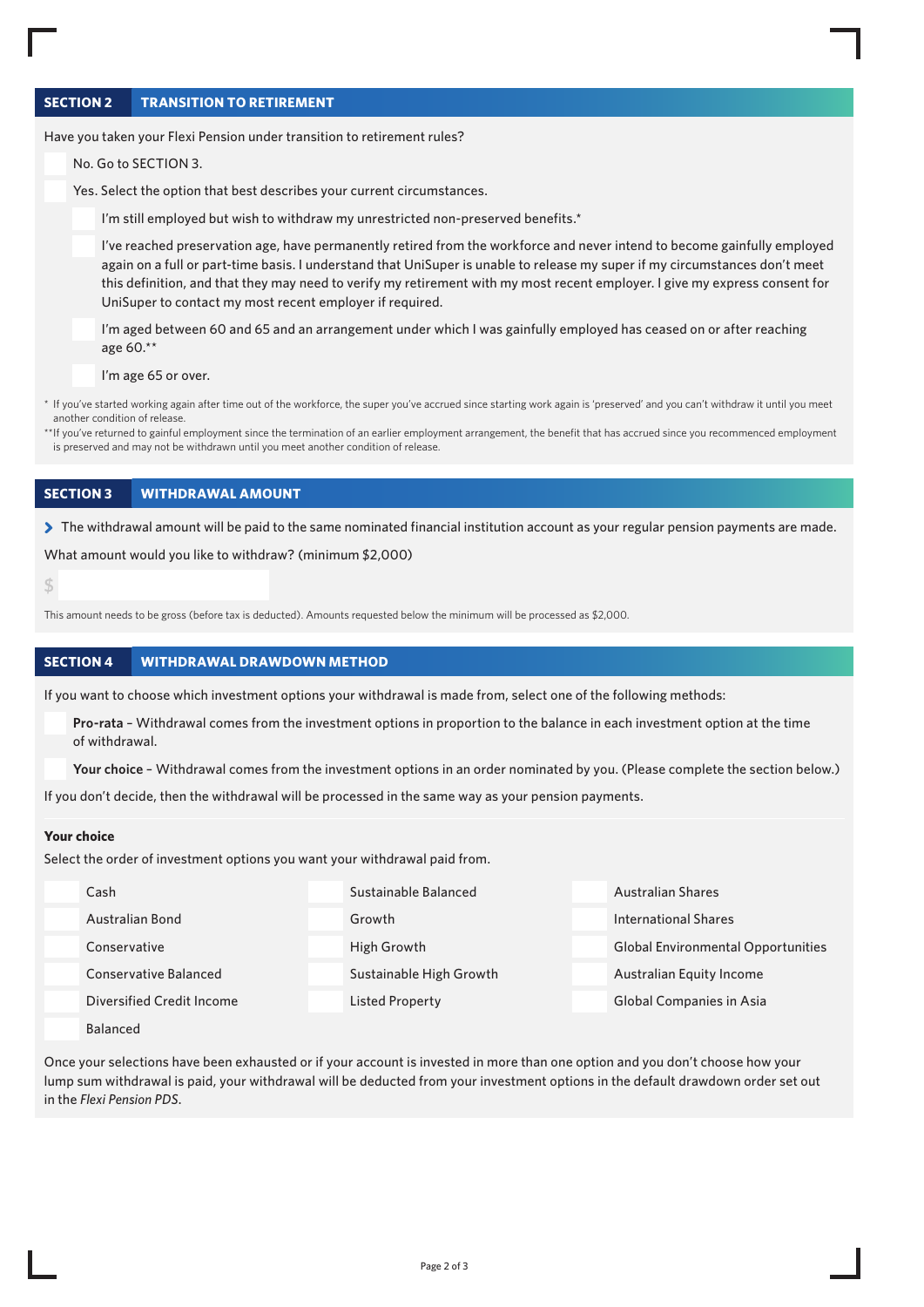## SECTION 2 TRANSITION TO RETIREMENT

Have you taken your Flexi Pension under transition to retirement rules?

- ☐ No. Go to SECTION 3.
- ☐ Yes. Select the option that best describes your current circumstances.
  - ☐ I'm still employed but wish to withdraw my unrestricted non-preserved benefits.*
  - ☐ I've reached preservation age, have permanently retired from the workforce and never intend to become gainfully employed again on a full or part-time basis. I understand that UniSuper is unable to release my super if my circumstances don't meet this definition, and that they may need to verify my retirement with my most recent employer. I give my express consent for UniSuper to contact my most recent employer if required.
  - ☐ I'm aged between 60 and 65 and an arrangement under which I was gainfully employed has ceased on or after reaching age 60.**
  - ☐ I'm age 65 or over.

\* If you've started working again after time out of the workforce, the super you've accrued since starting work again is 'preserved' and you can't withdraw it until you meet another condition of release.

\*\*If you've returned to gainful employment since the termination of an earlier employment arrangement, the benefit that has accrued since you recommenced employment is preserved and may not be withdrawn until you meet another condition of release.

## SECTION 3 WITHDRAWAL AMOUNT

> The withdrawal amount will be paid to the same nominated financial institution account as your regular pension payments are made.

What amount would you like to withdraw? (minimum $2,000)

$ ____________

This amount needs to be gross (before tax is deducted). Amounts requested below the minimum will be processed as $2,000.

## SECTION 4 WITHDRAWAL DRAWDOWN METHOD

If you want to choose which investment options your withdrawal is made from, select one of the following methods:

- ☐ **Pro-rata** – Withdrawal comes from the investment options in proportion to the balance in each investment option at the time of withdrawal.
- ☐ **Your choice** – Withdrawal comes from the investment options in an order nominated by you. (Please complete the section below.)

If you don't decide, then the withdrawal will be processed in the same way as your pension payments.

**Your choice**

Select the order of investment options you want your withdrawal paid from.

| | | | | | |
|---|---|---|---|---|---|
| ☐ | Cash | ☐ | Sustainable Balanced | ☐ | Australian Shares |
| ☐ | Australian Bond | ☐ | Growth | ☐ | International Shares |
| ☐ | Conservative | ☐ | High Growth | ☐ | Global Environmental Opportunities |
| ☐ | Conservative Balanced | ☐ | Sustainable High Growth | ☐ | Australian Equity Income |
| ☐ | Diversified Credit Income | ☐ | Listed Property | ☐ | Global Companies in Asia |
| ☐ | Balanced | | | | |

Once your selections have been exhausted or if your account is invested in more than one option and you don't choose how your lump sum withdrawal is paid, your withdrawal will be deducted from your investment options in the default drawdown order set out in the *Flexi Pension PDS*.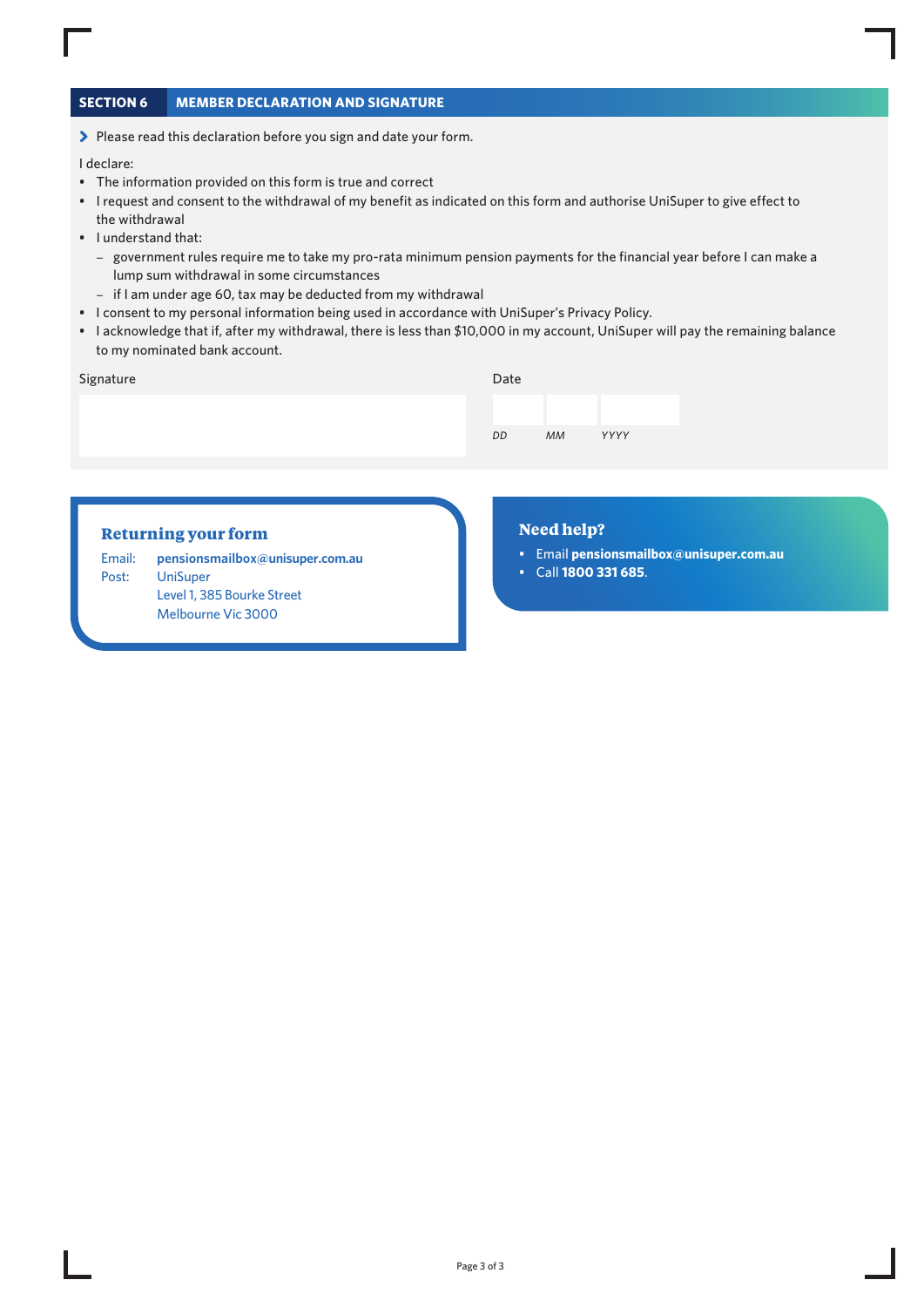## SECTION 6 MEMBER DECLARATION AND SIGNATURE

> Please read this declaration before you sign and date your form.

I declare:

- The information provided on this form is true and correct
- I request and consent to the withdrawal of my benefit as indicated on this form and authorise UniSuper to give effect to the withdrawal
- I understand that:
  - government rules require me to take my pro-rata minimum pension payments for the financial year before I can make a lump sum withdrawal in some circumstances
  - if I am under age 60, tax may be deducted from my withdrawal
- I consent to my personal information being used in accordance with UniSuper's Privacy Policy.
- I acknowledge that if, after my withdrawal, there is less than $10,000 in my account, UniSuper will pay the remaining balance to my nominated bank account.

Signature

Date

*DD* *MM* *YYYY*

### Returning your form

Email: **pensionsmailbox@unisuper.com.au**

Post: UniSuper
Level 1, 385 Bourke Street
Melbourne Vic 3000

### Need help?

- Email **pensionsmailbox@unisuper.com.au**
- Call **1800 331 685**.